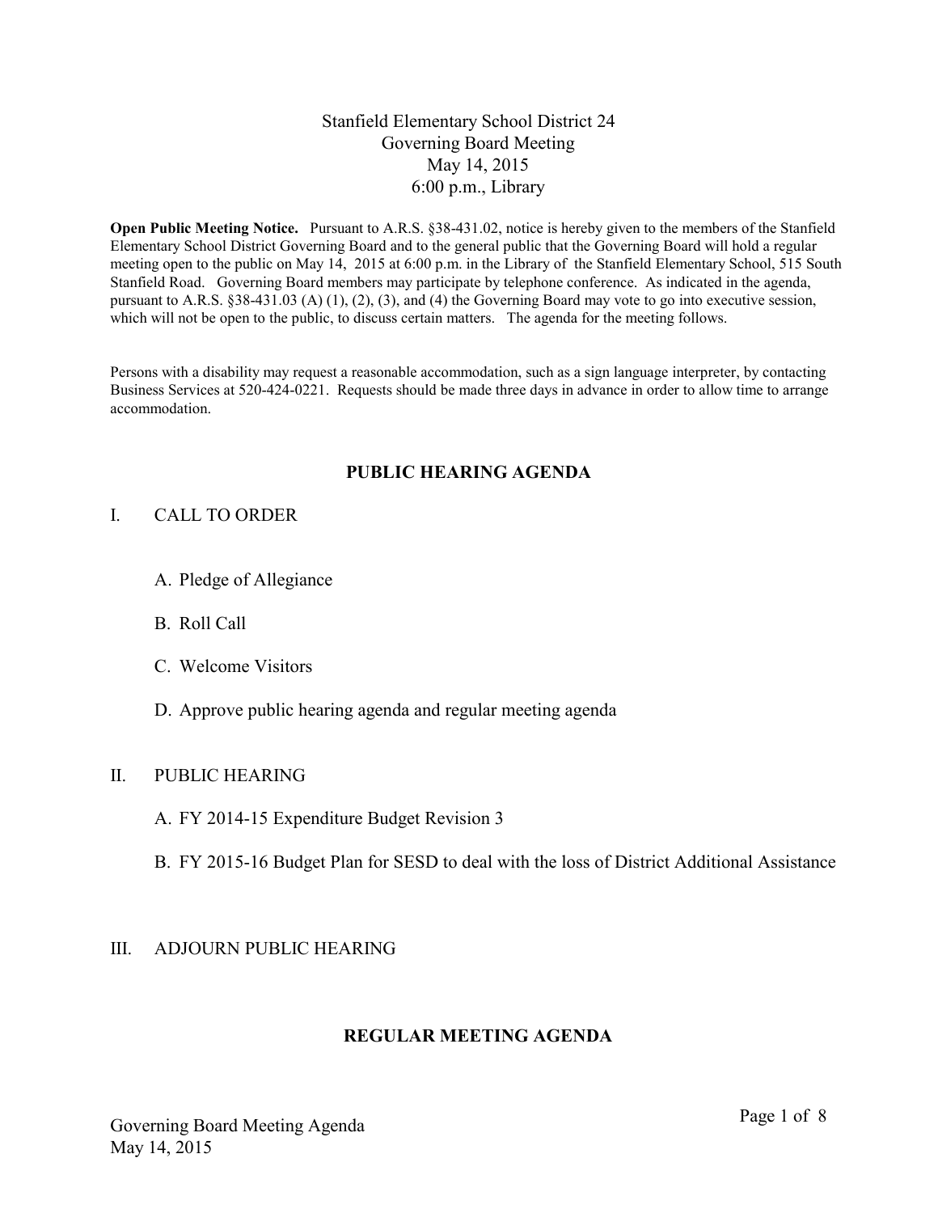# Stanfield Elementary School District 24
## Governing Board Meeting
May 14, 2015
6:00 p.m., Library

**Open Public Meeting Notice.** Pursuant to A.R.S. §38-431.02, notice is hereby given to the members of the Stanfield Elementary School District Governing Board and to the general public that the Governing Board will hold a regular meeting open to the public on May 14, 2015 at 6:00 p.m. in the Library of the Stanfield Elementary School, 515 South Stanfield Road. Governing Board members may participate by telephone conference. As indicated in the agenda, pursuant to A.R.S. §38-431.03 (A) (1), (2), (3), and (4) the Governing Board may vote to go into executive session, which will not be open to the public, to discuss certain matters. The agenda for the meeting follows.

Persons with a disability may request a reasonable accommodation, such as a sign language interpreter, by contacting Business Services at 520-424-0221. Requests should be made three days in advance in order to allow time to arrange accommodation.

## PUBLIC HEARING AGENDA

I. CALL TO ORDER

A. Pledge of Allegiance

B. Roll Call

C. Welcome Visitors

D. Approve public hearing agenda and regular meeting agenda

II. PUBLIC HEARING

A. FY 2014-15 Expenditure Budget Revision 3

B. FY 2015-16 Budget Plan for SESD to deal with the loss of District Additional Assistance

III. ADJOURN PUBLIC HEARING

## REGULAR MEETING AGENDA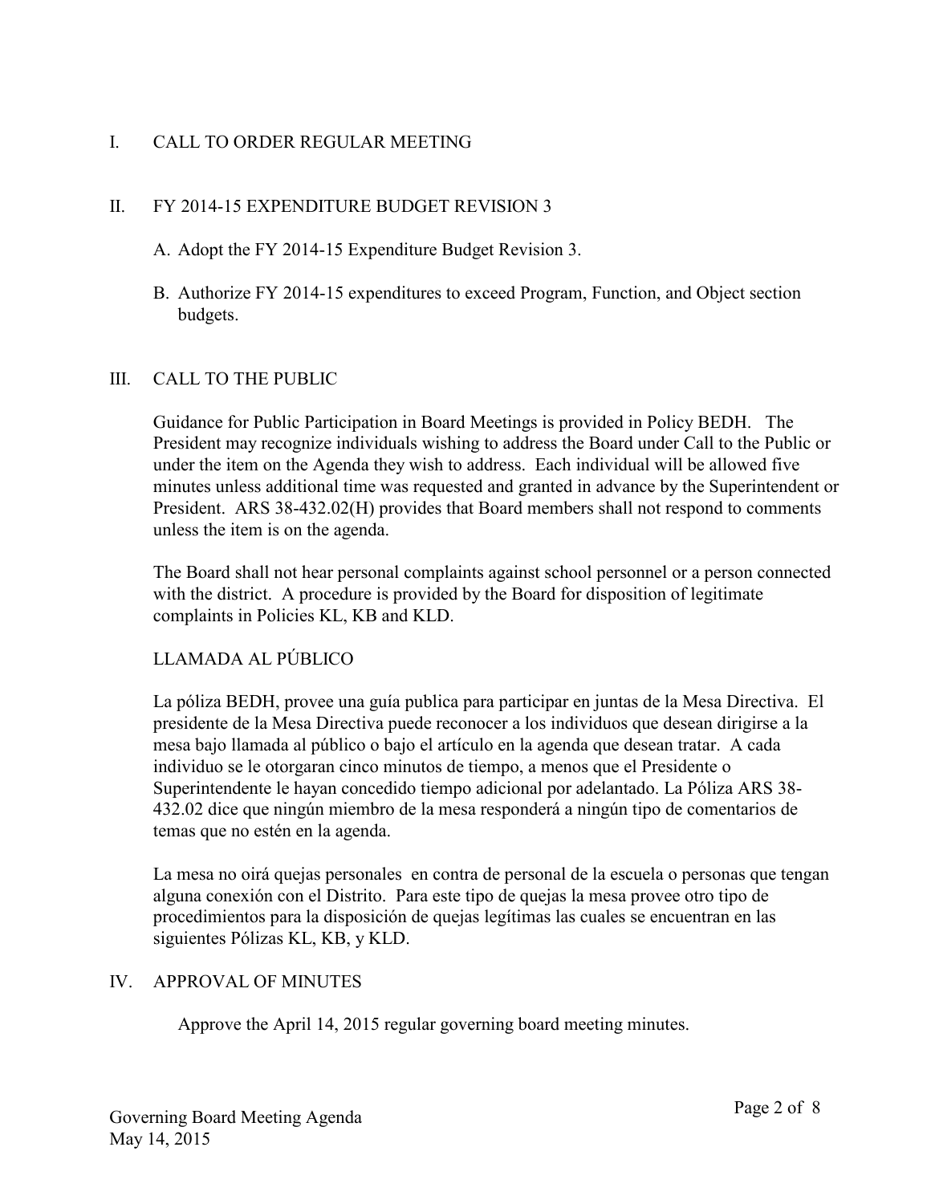## I. CALL TO ORDER REGULAR MEETING

## II. FY 2014-15 EXPENDITURE BUDGET REVISION 3

A. Adopt the FY 2014-15 Expenditure Budget Revision 3.

B. Authorize FY 2014-15 expenditures to exceed Program, Function, and Object section budgets.

## III. CALL TO THE PUBLIC

Guidance for Public Participation in Board Meetings is provided in Policy BEDH. The President may recognize individuals wishing to address the Board under Call to the Public or under the item on the Agenda they wish to address. Each individual will be allowed five minutes unless additional time was requested and granted in advance by the Superintendent or President. ARS 38-432.02(H) provides that Board members shall not respond to comments unless the item is on the agenda.

The Board shall not hear personal complaints against school personnel or a person connected with the district. A procedure is provided by the Board for disposition of legitimate complaints in Policies KL, KB and KLD.

### LLAMADA AL PÚBLICO

La póliza BEDH, provee una guía publica para participar en juntas de la Mesa Directiva. El presidente de la Mesa Directiva puede reconocer a los individuos que desean dirigirse a la mesa bajo llamada al público o bajo el artículo en la agenda que desean tratar. A cada individuo se le otorgaran cinco minutos de tiempo, a menos que el Presidente o Superintendente le hayan concedido tiempo adicional por adelantado. La Póliza ARS 38-432.02 dice que ningún miembro de la mesa responderá a ningún tipo de comentarios de temas que no estén en la agenda.

La mesa no oirá quejas personales en contra de personal de la escuela o personas que tengan alguna conexión con el Distrito. Para este tipo de quejas la mesa provee otro tipo de procedimientos para la disposición de quejas legítimas las cuales se encuentran en las siguientes Pólizas KL, KB, y KLD.

## IV. APPROVAL OF MINUTES

Approve the April 14, 2015 regular governing board meeting minutes.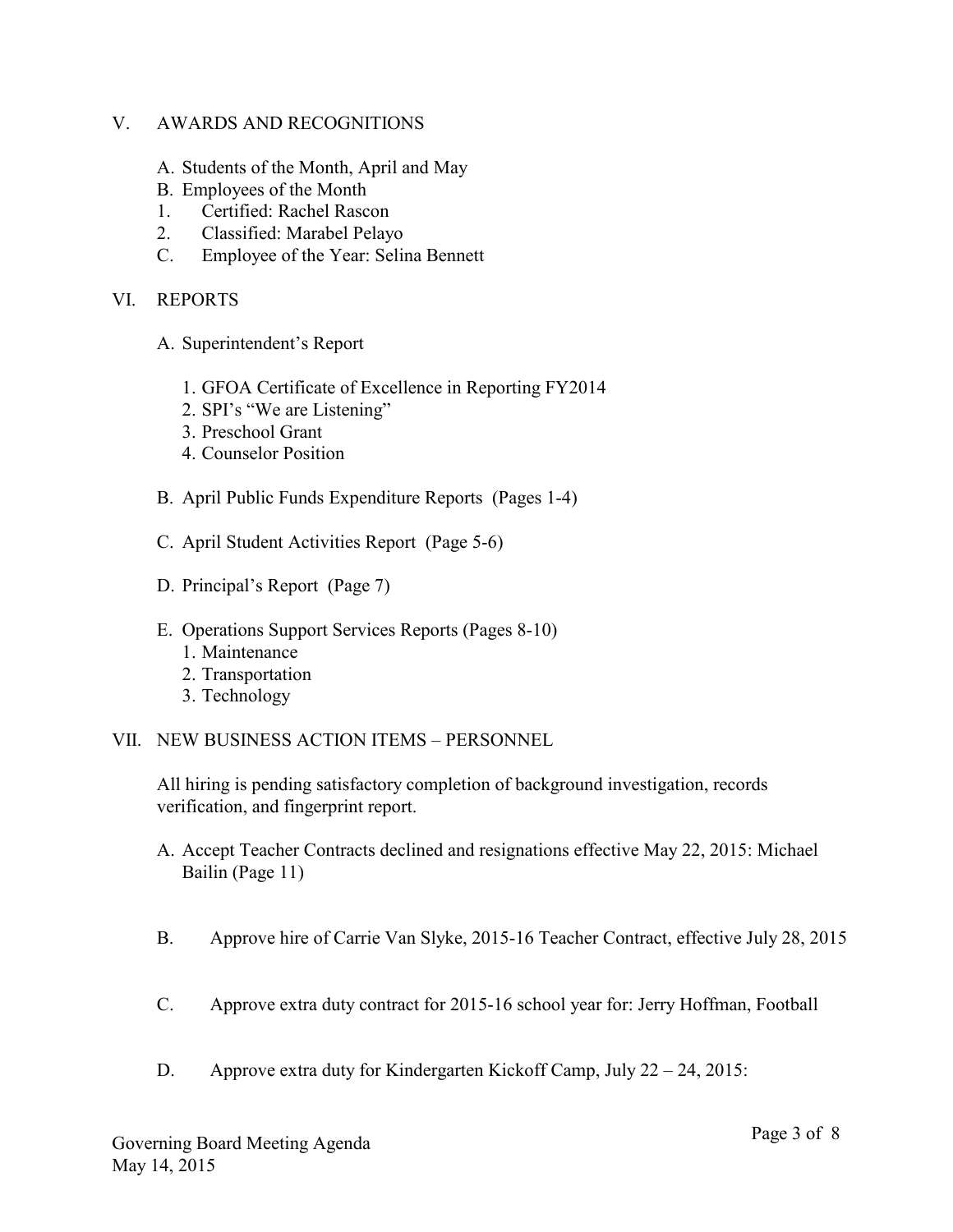## V. AWARDS AND RECOGNITIONS

A. Students of the Month, April and May

B. Employees of the Month

1. Certified: Rachel Rascon
2. Classified: Marabel Pelayo

C. Employee of the Year: Selina Bennett

## VI. REPORTS

A. Superintendent's Report

1. GFOA Certificate of Excellence in Reporting FY2014
2. SPI's "We are Listening"
3. Preschool Grant
4. Counselor Position

B. April Public Funds Expenditure Reports (Pages 1-4)

C. April Student Activities Report (Page 5-6)

D. Principal's Report (Page 7)

E. Operations Support Services Reports (Pages 8-10)

1. Maintenance
2. Transportation
3. Technology

## VII. NEW BUSINESS ACTION ITEMS – PERSONNEL

All hiring is pending satisfactory completion of background investigation, records verification, and fingerprint report.

A. Accept Teacher Contracts declined and resignations effective May 22, 2015: Michael Bailin (Page 11)

B. Approve hire of Carrie Van Slyke, 2015-16 Teacher Contract, effective July 28, 2015

C. Approve extra duty contract for 2015-16 school year for: Jerry Hoffman, Football

D. Approve extra duty for Kindergarten Kickoff Camp, July 22 – 24, 2015:

Governing Board Meeting Agenda
May 14, 2015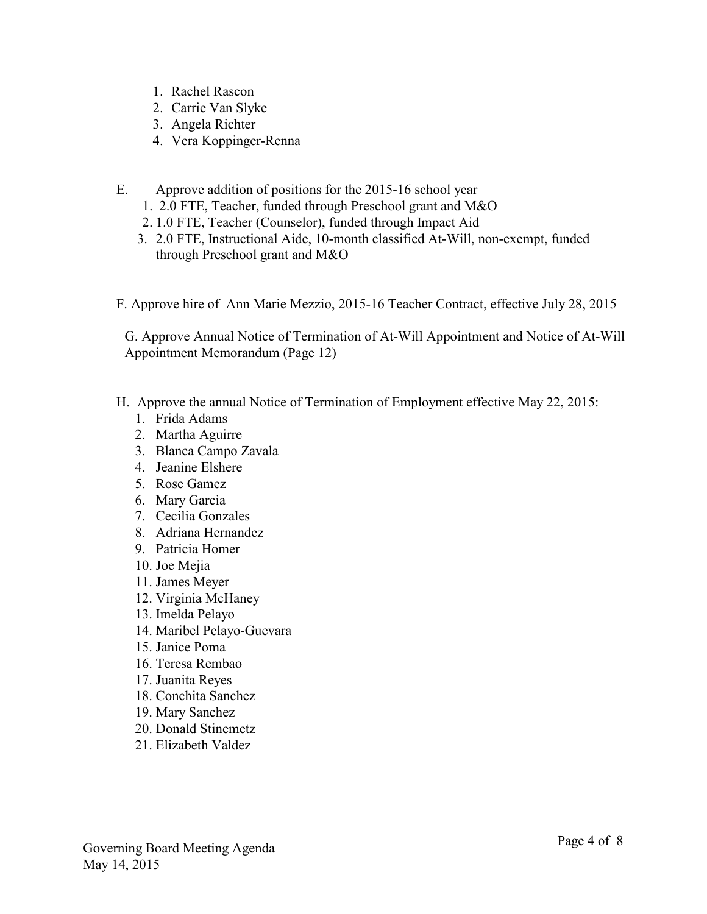1. Rachel Rascon
2. Carrie Van Slyke
3. Angela Richter
4. Vera Koppinger-Renna

E. Approve addition of positions for the 2015-16 school year

1. 2.0 FTE, Teacher, funded through Preschool grant and M&O
2. 1.0 FTE, Teacher (Counselor), funded through Impact Aid
3. 2.0 FTE, Instructional Aide, 10-month classified At-Will, non-exempt, funded through Preschool grant and M&O

F. Approve hire of Ann Marie Mezzio, 2015-16 Teacher Contract, effective July 28, 2015

G. Approve Annual Notice of Termination of At-Will Appointment and Notice of At-Will Appointment Memorandum (Page 12)

H. Approve the annual Notice of Termination of Employment effective May 22, 2015:

1. Frida Adams
2. Martha Aguirre
3. Blanca Campo Zavala
4. Jeanine Elshere
5. Rose Gamez
6. Mary Garcia
7. Cecilia Gonzales
8. Adriana Hernandez
9. Patricia Homer
10. Joe Mejia
11. James Meyer
12. Virginia McHaney
13. Imelda Pelayo
14. Maribel Pelayo-Guevara
15. Janice Poma
16. Teresa Rembao
17. Juanita Reyes
18. Conchita Sanchez
19. Mary Sanchez
20. Donald Stinemetz
21. Elizabeth Valdez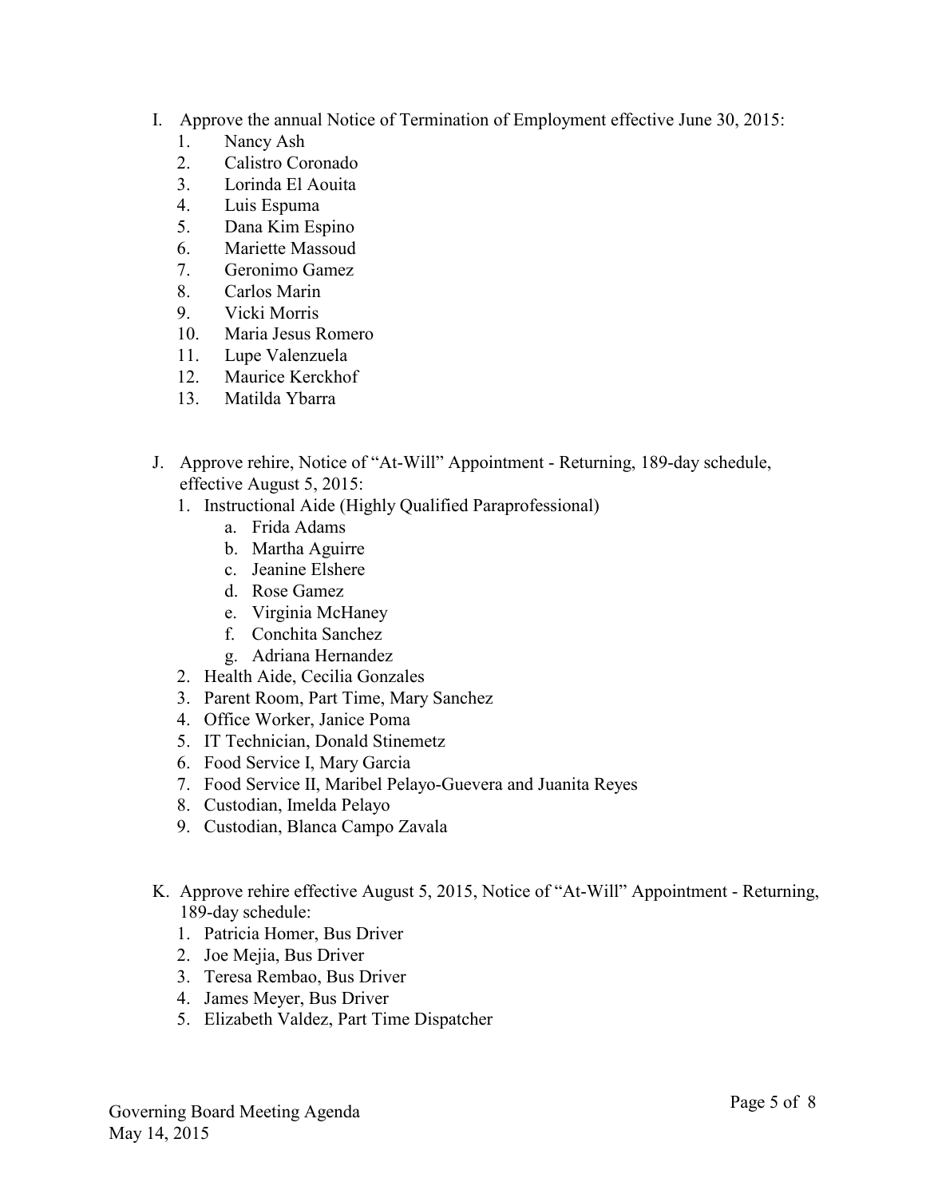I. Approve the annual Notice of Termination of Employment effective June 30, 2015:
   1. Nancy Ash
   2. Calistro Coronado
   3. Lorinda El Aouita
   4. Luis Espuma
   5. Dana Kim Espino
   6. Mariette Massoud
   7. Geronimo Gamez
   8. Carlos Marin
   9. Vicki Morris
   10. Maria Jesus Romero
   11. Lupe Valenzuela
   12. Maurice Kerckhof
   13. Matilda Ybarra

J. Approve rehire, Notice of "At-Will" Appointment - Returning, 189-day schedule, effective August 5, 2015:
   1. Instructional Aide (Highly Qualified Paraprofessional)
      a. Frida Adams
      b. Martha Aguirre
      c. Jeanine Elshere
      d. Rose Gamez
      e. Virginia McHaney
      f. Conchita Sanchez
      g. Adriana Hernandez
   2. Health Aide, Cecilia Gonzales
   3. Parent Room, Part Time, Mary Sanchez
   4. Office Worker, Janice Poma
   5. IT Technician, Donald Stinemetz
   6. Food Service I, Mary Garcia
   7. Food Service II, Maribel Pelayo-Guevera and Juanita Reyes
   8. Custodian, Imelda Pelayo
   9. Custodian, Blanca Campo Zavala

K. Approve rehire effective August 5, 2015, Notice of "At-Will" Appointment - Returning, 189-day schedule:
   1. Patricia Homer, Bus Driver
   2. Joe Mejia, Bus Driver
   3. Teresa Rembao, Bus Driver
   4. James Meyer, Bus Driver
   5. Elizabeth Valdez, Part Time Dispatcher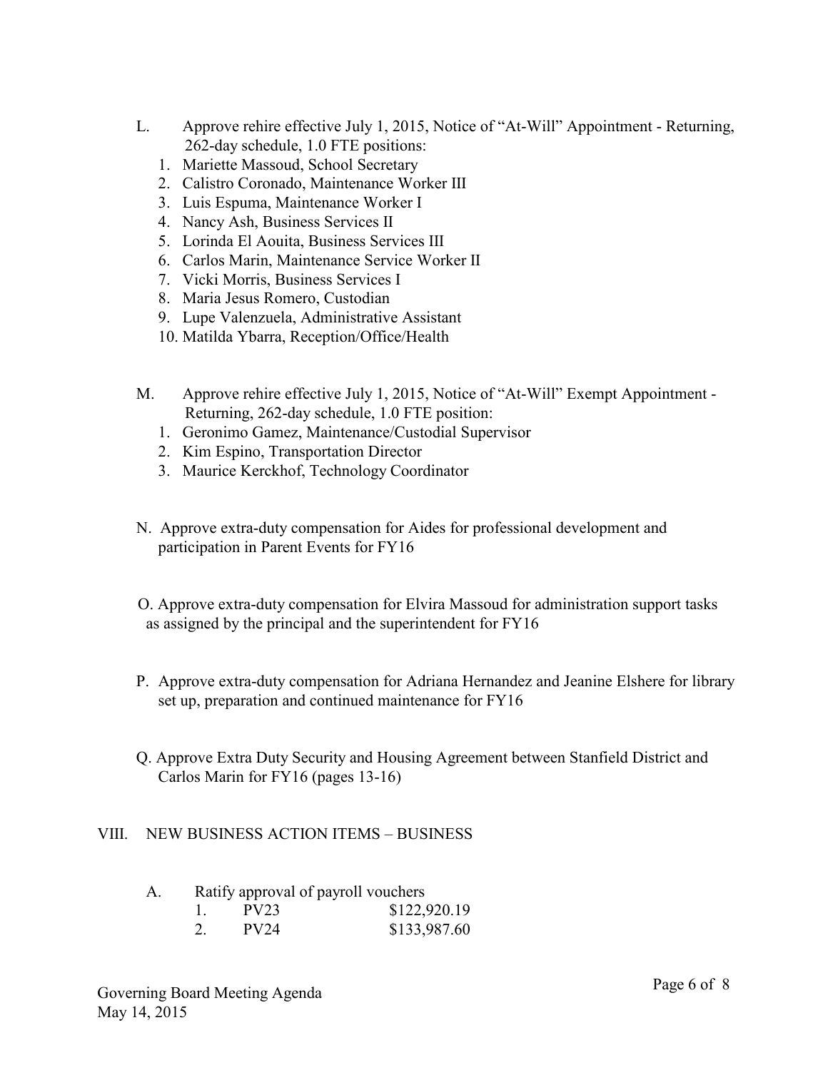L. Approve rehire effective July 1, 2015, Notice of "At-Will" Appointment - Returning, 262-day schedule, 1.0 FTE positions:
   1. Mariette Massoud, School Secretary
   2. Calistro Coronado, Maintenance Worker III
   3. Luis Espuma, Maintenance Worker I
   4. Nancy Ash, Business Services II
   5. Lorinda El Aouita, Business Services III
   6. Carlos Marin, Maintenance Service Worker II
   7. Vicki Morris, Business Services I
   8. Maria Jesus Romero, Custodian
   9. Lupe Valenzuela, Administrative Assistant
   10. Matilda Ybarra, Reception/Office/Health

M. Approve rehire effective July 1, 2015, Notice of "At-Will" Exempt Appointment - Returning, 262-day schedule, 1.0 FTE position:
   1. Geronimo Gamez, Maintenance/Custodial Supervisor
   2. Kim Espino, Transportation Director
   3. Maurice Kerckhof, Technology Coordinator

N. Approve extra-duty compensation for Aides for professional development and participation in Parent Events for FY16

O. Approve extra-duty compensation for Elvira Massoud for administration support tasks as assigned by the principal and the superintendent for FY16

P. Approve extra-duty compensation for Adriana Hernandez and Jeanine Elshere for library set up, preparation and continued maintenance for FY16

Q. Approve Extra Duty Security and Housing Agreement between Stanfield District and Carlos Marin for FY16 (pages 13-16)

## VIII. NEW BUSINESS ACTION ITEMS – BUSINESS

A. Ratify approval of payroll vouchers
   1. PV23 $122,920.19
   2. PV24 $133,987.60